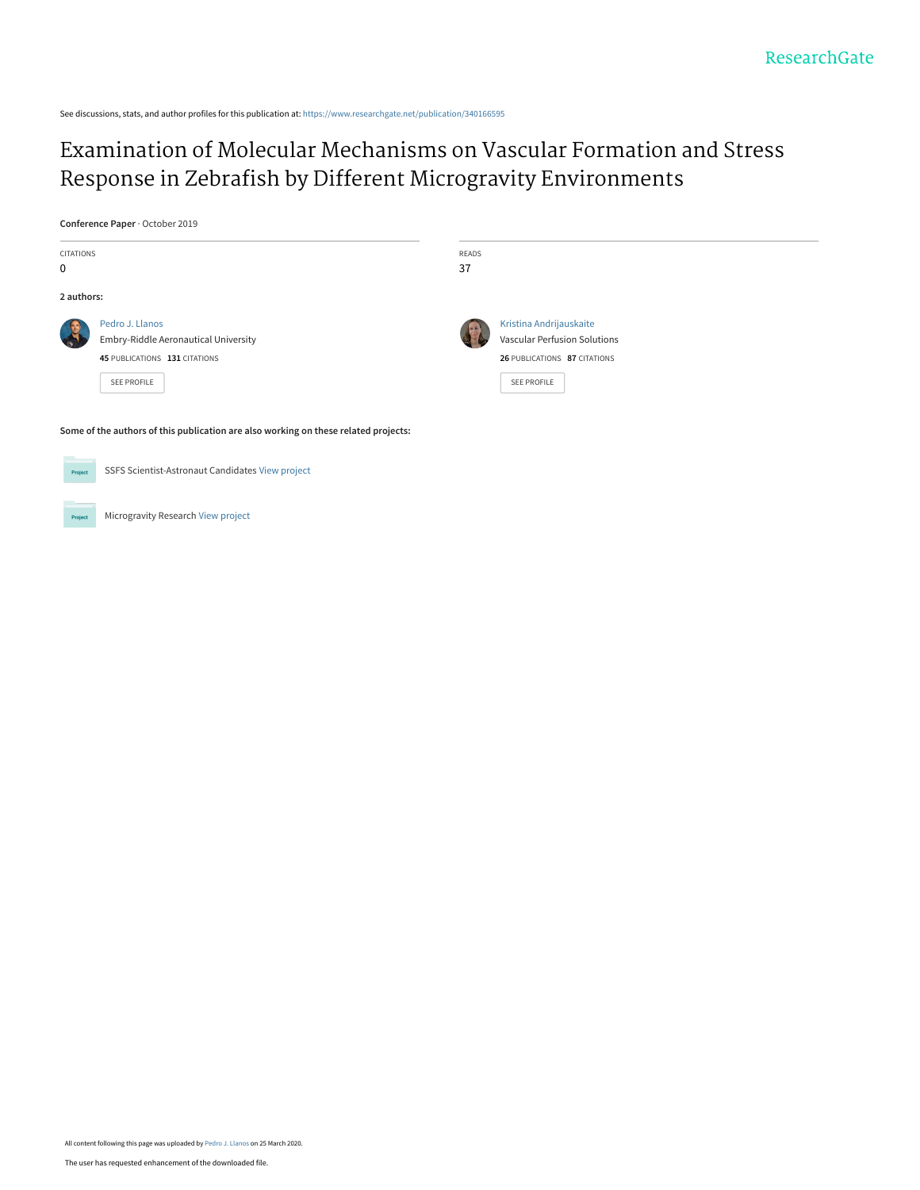ResearchGate

See discussions, stats, and author profiles for this publication at: https://www.researchgate.net/publication/340166595

# Examination of Molecular Mechanisms on Vascular Formation and Stress Response in Zebrafish by Different Microgravity Environments

**Conference Paper** · October 2019

| CITATIONS | READS |
|---|---|
| 0 | 37 |

**2 authors:**

**Pedro J. Llanos**
Embry-Riddle Aeronautical University
**45** PUBLICATIONS **131** CITATIONS
SEE PROFILE

**Kristina Andrijauskaite**
Vascular Perfusion Solutions
**26** PUBLICATIONS **87** CITATIONS
SEE PROFILE

**Some of the authors of this publication are also working on these related projects:**

SSFS Scientist-Astronaut Candidates View project

Microgravity Research View project

All content following this page was uploaded by Pedro J. Llanos on 25 March 2020.

The user has requested enhancement of the downloaded file.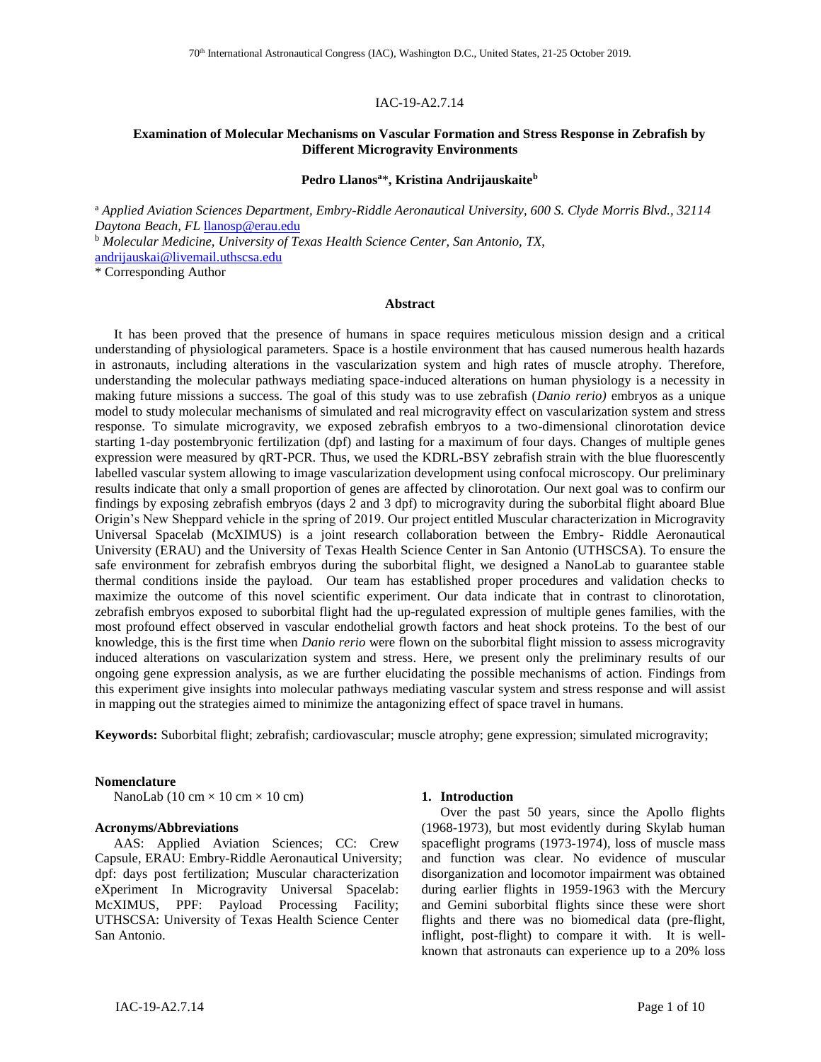IAC-19-A2.7.14

**Examination of Molecular Mechanisms on Vascular Formation and Stress Response in Zebrafish by Different Microgravity Environments**

**Pedro Llanos[a]\*, Kristina Andrijauskaite[b]**

[a] *Applied Aviation Sciences Department, Embry-Riddle Aeronautical University, 600 S. Clyde Morris Blvd., 32114 Daytona Beach, FL* llanosp@erau.edu

[b] *Molecular Medicine, University of Texas Health Science Center, San Antonio, TX*, andrijauskai@livemail.uthscsa.edu

\* Corresponding Author

**Abstract**

It has been proved that the presence of humans in space requires meticulous mission design and a critical understanding of physiological parameters. Space is a hostile environment that has caused numerous health hazards in astronauts, including alterations in the vascularization system and high rates of muscle atrophy. Therefore, understanding the molecular pathways mediating space-induced alterations on human physiology is a necessity in making future missions a success. The goal of this study was to use zebrafish (*Danio rerio)* embryos as a unique model to study molecular mechanisms of simulated and real microgravity effect on vascularization system and stress response. To simulate microgravity, we exposed zebrafish embryos to a two-dimensional clinorotation device starting 1-day postembryonic fertilization (dpf) and lasting for a maximum of four days. Changes of multiple genes expression were measured by qRT-PCR. Thus, we used the KDRL-BSY zebrafish strain with the blue fluorescently labelled vascular system allowing to image vascularization development using confocal microscopy. Our preliminary results indicate that only a small proportion of genes are affected by clinorotation. Our next goal was to confirm our findings by exposing zebrafish embryos (days 2 and 3 dpf) to microgravity during the suborbital flight aboard Blue Origin's New Sheppard vehicle in the spring of 2019. Our project entitled Muscular characterization in Microgravity Universal Spacelab (McXIMUS) is a joint research collaboration between the Embry- Riddle Aeronautical University (ERAU) and the University of Texas Health Science Center in San Antonio (UTHSCSA). To ensure the safe environment for zebrafish embryos during the suborbital flight, we designed a NanoLab to guarantee stable thermal conditions inside the payload. Our team has established proper procedures and validation checks to maximize the outcome of this novel scientific experiment. Our data indicate that in contrast to clinorotation, zebrafish embryos exposed to suborbital flight had the up-regulated expression of multiple genes families, with the most profound effect observed in vascular endothelial growth factors and heat shock proteins. To the best of our knowledge, this is the first time when *Danio rerio* were flown on the suborbital flight mission to assess microgravity induced alterations on vascularization system and stress. Here, we present only the preliminary results of our ongoing gene expression analysis, as we are further elucidating the possible mechanisms of action. Findings from this experiment give insights into molecular pathways mediating vascular system and stress response and will assist in mapping out the strategies aimed to minimize the antagonizing effect of space travel in humans.

**Keywords:** Suborbital flight; zebrafish; cardiovascular; muscle atrophy; gene expression; simulated microgravity;

**Nomenclature**

NanoLab (10 cm × 10 cm × 10 cm)

**Acronyms/Abbreviations**

AAS: Applied Aviation Sciences; CC: Crew Capsule, ERAU: Embry-Riddle Aeronautical University; dpf: days post fertilization; Muscular characterization eXperiment In Microgravity Universal Spacelab: McXIMUS, PPF: Payload Processing Facility; UTHSCSA: University of Texas Health Science Center San Antonio.

## 1. Introduction

Over the past 50 years, since the Apollo flights (1968-1973), but most evidently during Skylab human spaceflight programs (1973-1974), loss of muscle mass and function was clear. No evidence of muscular disorganization and locomotor impairment was obtained during earlier flights in 1959-1963 with the Mercury and Gemini suborbital flights since these were short flights and there was no biomedical data (pre-flight, inflight, post-flight) to compare it with. It is well-known that astronauts can experience up to a 20% loss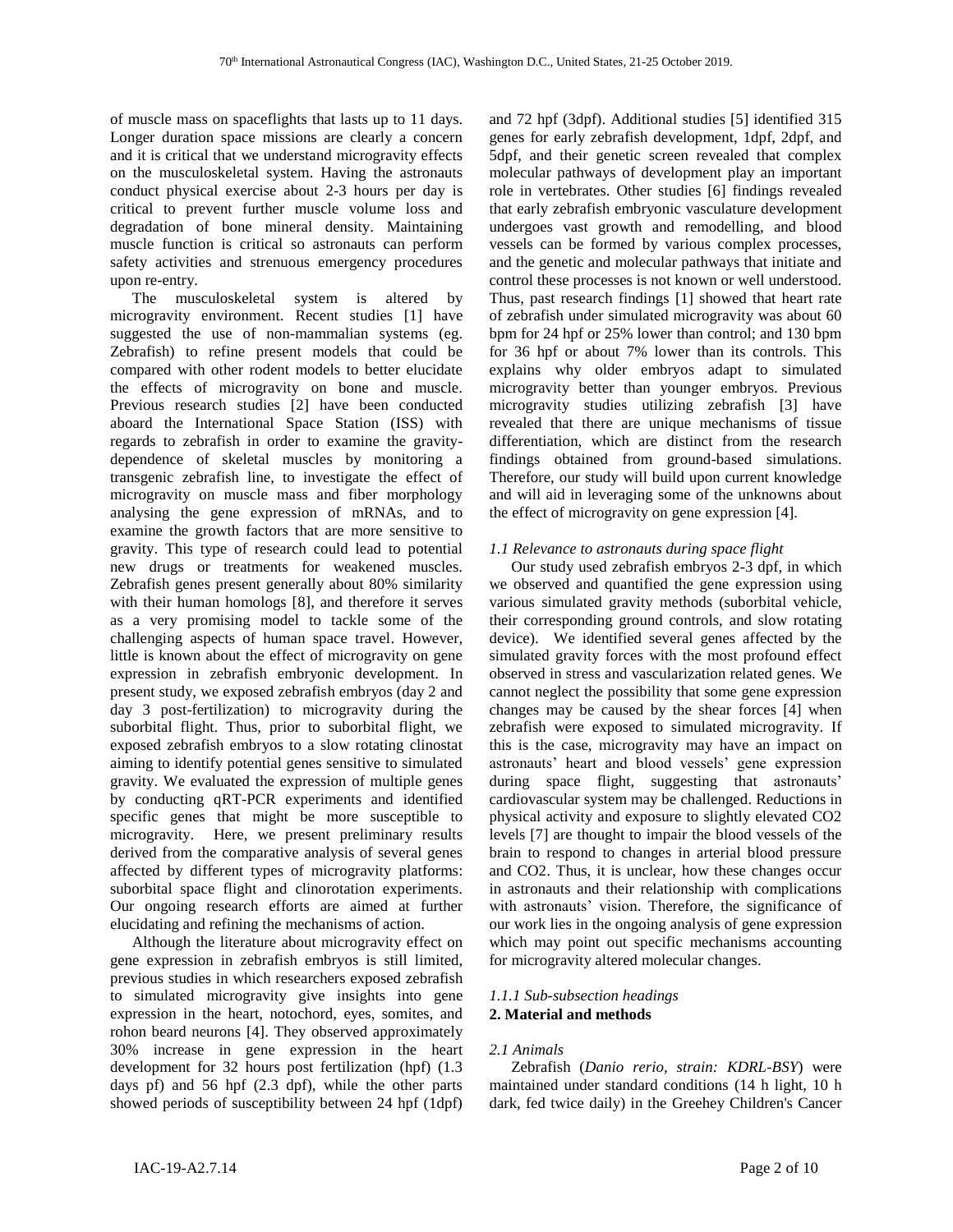of muscle mass on spaceflights that lasts up to 11 days. Longer duration space missions are clearly a concern and it is critical that we understand microgravity effects on the musculoskeletal system. Having the astronauts conduct physical exercise about 2-3 hours per day is critical to prevent further muscle volume loss and degradation of bone mineral density. Maintaining muscle function is critical so astronauts can perform safety activities and strenuous emergency procedures upon re-entry.

The musculoskeletal system is altered by microgravity environment. Recent studies [1] have suggested the use of non-mammalian systems (eg. Zebrafish) to refine present models that could be compared with other rodent models to better elucidate the effects of microgravity on bone and muscle. Previous research studies [2] have been conducted aboard the International Space Station (ISS) with regards to zebrafish in order to examine the gravity-dependence of skeletal muscles by monitoring a transgenic zebrafish line, to investigate the effect of microgravity on muscle mass and fiber morphology analysing the gene expression of mRNAs, and to examine the growth factors that are more sensitive to gravity. This type of research could lead to potential new drugs or treatments for weakened muscles. Zebrafish genes present generally about 80% similarity with their human homologs [8], and therefore it serves as a very promising model to tackle some of the challenging aspects of human space travel. However, little is known about the effect of microgravity on gene expression in zebrafish embryonic development. In present study, we exposed zebrafish embryos (day 2 and day 3 post-fertilization) to microgravity during the suborbital flight. Thus, prior to suborbital flight, we exposed zebrafish embryos to a slow rotating clinostat aiming to identify potential genes sensitive to simulated gravity. We evaluated the expression of multiple genes by conducting qRT-PCR experiments and identified specific genes that might be more susceptible to microgravity. Here, we present preliminary results derived from the comparative analysis of several genes affected by different types of microgravity platforms: suborbital space flight and clinorotation experiments. Our ongoing research efforts are aimed at further elucidating and refining the mechanisms of action.

Although the literature about microgravity effect on gene expression in zebrafish embryos is still limited, previous studies in which researchers exposed zebrafish to simulated microgravity give insights into gene expression in the heart, notochord, eyes, somites, and rohon beard neurons [4]. They observed approximately 30% increase in gene expression in the heart development for 32 hours post fertilization (hpf) (1.3 days pf) and 56 hpf (2.3 dpf), while the other parts showed periods of susceptibility between 24 hpf (1dpf) and 72 hpf (3dpf). Additional studies [5] identified 315 genes for early zebrafish development, 1dpf, 2dpf, and 5dpf, and their genetic screen revealed that complex molecular pathways of development play an important role in vertebrates. Other studies [6] findings revealed that early zebrafish embryonic vasculature development undergoes vast growth and remodelling, and blood vessels can be formed by various complex processes, and the genetic and molecular pathways that initiate and control these processes is not known or well understood. Thus, past research findings [1] showed that heart rate of zebrafish under simulated microgravity was about 60 bpm for 24 hpf or 25% lower than control; and 130 bpm for 36 hpf or about 7% lower than its controls. This explains why older embryos adapt to simulated microgravity better than younger embryos. Previous microgravity studies utilizing zebrafish [3] have revealed that there are unique mechanisms of tissue differentiation, which are distinct from the research findings obtained from ground-based simulations. Therefore, our study will build upon current knowledge and will aid in leveraging some of the unknowns about the effect of microgravity on gene expression [4].

### *1.1 Relevance to astronauts during space flight*

Our study used zebrafish embryos 2-3 dpf, in which we observed and quantified the gene expression using various simulated gravity methods (suborbital vehicle, their corresponding ground controls, and slow rotating device). We identified several genes affected by the simulated gravity forces with the most profound effect observed in stress and vascularization related genes. We cannot neglect the possibility that some gene expression changes may be caused by the shear forces [4] when zebrafish were exposed to simulated microgravity. If this is the case, microgravity may have an impact on astronauts' heart and blood vessels' gene expression during space flight, suggesting that astronauts' cardiovascular system may be challenged. Reductions in physical activity and exposure to slightly elevated $CO_2$ levels [7] are thought to impair the blood vessels of the brain to respond to changes in arterial blood pressure and $CO_2$. Thus, it is unclear, how these changes occur in astronauts and their relationship with complications with astronauts' vision. Therefore, the significance of our work lies in the ongoing analysis of gene expression which may point out specific mechanisms accounting for microgravity altered molecular changes.

#### *1.1.1 Sub-subsection headings*

## 2. Material and methods

### *2.1 Animals*

Zebrafish (*Danio rerio*, *strain: KDRL-BSY*) were maintained under standard conditions (14 h light, 10 h dark, fed twice daily) in the Greehey Children's Cancer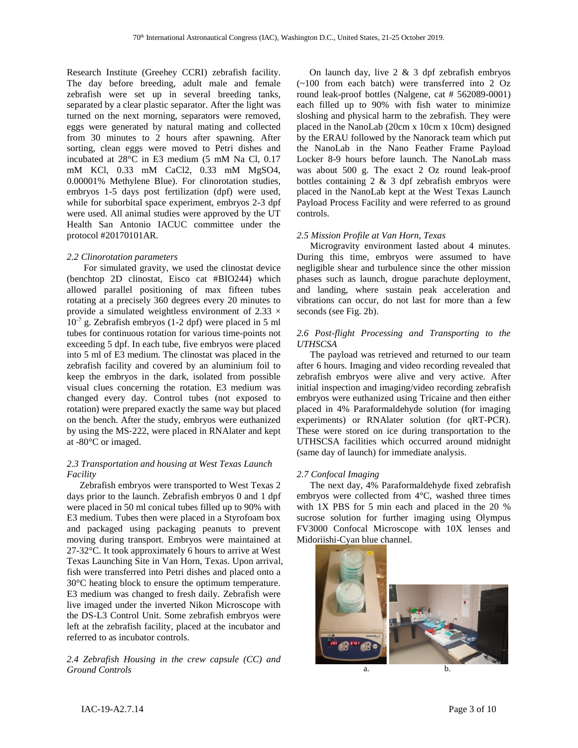Research Institute (Greehey CCRI) zebrafish facility. The day before breeding, adult male and female zebrafish were set up in several breeding tanks, separated by a clear plastic separator. After the light was turned on the next morning, separators were removed, eggs were generated by natural mating and collected from 30 minutes to 2 hours after spawning. After sorting, clean eggs were moved to Petri dishes and incubated at 28°C in E3 medium (5 mM Na Cl, 0.17 mM KCl, 0.33 mM CaCl2, 0.33 mM MgSO4, 0.00001% Methylene Blue). For clinorotation studies, embryos 1-5 days post fertilization (dpf) were used, while for suborbital space experiment, embryos 2-3 dpf were used. All animal studies were approved by the UT Health San Antonio IACUC committee under the protocol #20170101AR.

*2.2 Clinorotation parameters*

For simulated gravity, we used the clinostat device (benchtop 2D clinostat, Eisco cat #BIO244) which allowed parallel positioning of max fifteen tubes rotating at a precisely 360 degrees every 20 minutes to provide a simulated weightless environment of $2.33 \times 10^{-7}$ g. Zebrafish embryos (1-2 dpf) were placed in 5 ml tubes for continuous rotation for various time-points not exceeding 5 dpf. In each tube, five embryos were placed into 5 ml of E3 medium. The clinostat was placed in the zebrafish facility and covered by an aluminium foil to keep the embryos in the dark, isolated from possible visual clues concerning the rotation. E3 medium was changed every day. Control tubes (not exposed to rotation) were prepared exactly the same way but placed on the bench. After the study, embryos were euthanized by using the MS-222, were placed in RNAlater and kept at -80°C or imaged.

*2.3 Transportation and housing at West Texas Launch Facility*

Zebrafish embryos were transported to West Texas 2 days prior to the launch. Zebrafish embryos 0 and 1 dpf were placed in 50 ml conical tubes filled up to 90% with E3 medium. Tubes then were placed in a Styrofoam box and packaged using packaging peanuts to prevent moving during transport. Embryos were maintained at 27-32°C. It took approximately 6 hours to arrive at West Texas Launching Site in Van Horn, Texas. Upon arrival, fish were transferred into Petri dishes and placed onto a 30°C heating block to ensure the optimum temperature. E3 medium was changed to fresh daily. Zebrafish were live imaged under the inverted Nikon Microscope with the DS-L3 Control Unit. Some zebrafish embryos were left at the zebrafish facility, placed at the incubator and referred to as incubator controls.

*2.4 Zebrafish Housing in the crew capsule (CC) and Ground Controls*

On launch day, live 2 & 3 dpf zebrafish embryos (~100 from each batch) were transferred into 2 Oz round leak-proof bottles (Nalgene, cat # 562089-0001) each filled up to 90% with fish water to minimize sloshing and physical harm to the zebrafish. They were placed in the NanoLab (20cm x 10cm x 10cm) designed by the ERAU followed by the Nanorack team which put the NanoLab in the Nano Feather Frame Payload Locker 8-9 hours before launch. The NanoLab mass was about 500 g. The exact 2 Oz round leak-proof bottles containing 2 & 3 dpf zebrafish embryos were placed in the NanoLab kept at the West Texas Launch Payload Process Facility and were referred to as ground controls.

*2.5 Mission Profile at Van Horn, Texas*

Microgravity environment lasted about 4 minutes. During this time, embryos were assumed to have negligible shear and turbulence since the other mission phases such as launch, drogue parachute deployment, and landing, where sustain peak acceleration and vibrations can occur, do not last for more than a few seconds (see Fig. 2b).

*2.6 Post-flight Processing and Transporting to the UTHSCSA*

The payload was retrieved and returned to our team after 6 hours. Imaging and video recording revealed that zebrafish embryos were alive and very active. After initial inspection and imaging/video recording zebrafish embryos were euthanized using Tricaine and then either placed in 4% Paraformaldehyde solution (for imaging experiments) or RNAlater solution (for qRT-PCR). These were stored on ice during transportation to the UTHSCSA facilities which occurred around midnight (same day of launch) for immediate analysis.

*2.7 Confocal Imaging*

The next day, 4% Paraformaldehyde fixed zebrafish embryos were collected from 4°C, washed three times with 1X PBS for 5 min each and placed in the 20 % sucrose solution for further imaging using Olympus FV3000 Confocal Microscope with 10X lenses and Midoriishi-Cyan blue channel.

a. b.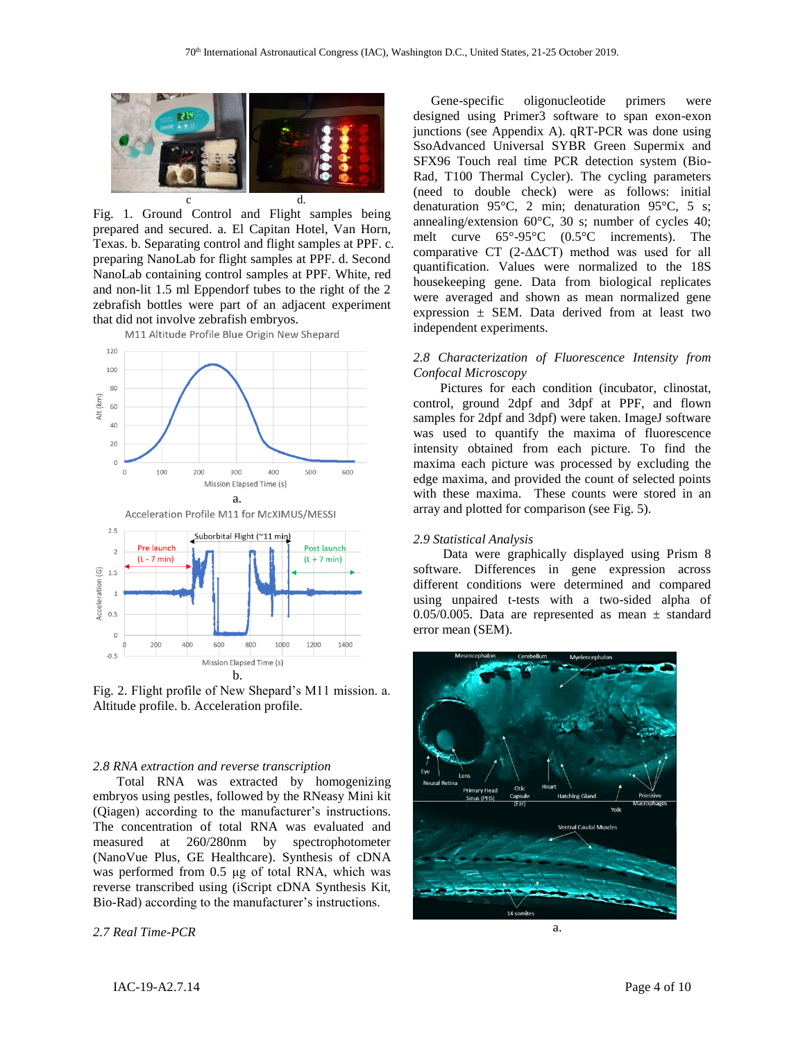c d.

Fig. 1. Ground Control and Flight samples being prepared and secured. a. El Capitan Hotel, Van Horn, Texas. b. Separating control and flight samples at PPF. c. preparing NanoLab for flight samples at PPF. d. Second NanoLab containing control samples at PPF. White, red and non-lit 1.5 ml Eppendorf tubes to the right of the 2 zebrafish bottles were part of an adjacent experiment that did not involve zebrafish embryos.

a.

b.

Fig. 2. Flight profile of New Shepard's M11 mission. a. Altitude profile. b. Acceleration profile.

*2.8 RNA extraction and reverse transcription*

Total RNA was extracted by homogenizing embryos using pestles, followed by the RNeasy Mini kit (Qiagen) according to the manufacturer's instructions. The concentration of total RNA was evaluated and measured at 260/280nm by spectrophotometer (NanoVue Plus, GE Healthcare). Synthesis of cDNA was performed from 0.5 µg of total RNA, which was reverse transcribed using (iScript cDNA Synthesis Kit, Bio-Rad) according to the manufacturer's instructions.

*2.7 Real Time-PCR*

Gene-specific oligonucleotide primers were designed using Primer3 software to span exon-exon junctions (see Appendix A). qRT-PCR was done using SsoAdvanced Universal SYBR Green Supermix and SFX96 Touch real time PCR detection system (Bio-Rad, T100 Thermal Cycler). The cycling parameters (need to double check) were as follows: initial denaturation 95°C, 2 min; denaturation 95°C, 5 s; annealing/extension 60°C, 30 s; number of cycles 40; melt curve 65°-95°C (0.5°C increments). The comparative CT ($2^{-\Delta\Delta CT}$) method was used for all quantification. Values were normalized to the 18S housekeeping gene. Data from biological replicates were averaged and shown as mean normalized gene expression ± SEM. Data derived from at least two independent experiments.

*2.8 Characterization of Fluorescence Intensity from Confocal Microscopy*

Pictures for each condition (incubator, clinostat, control, ground 2dpf and 3dpf at PPF, and flown samples for 2dpf and 3dpf) were taken. ImageJ software was used to quantify the maxima of fluorescence intensity obtained from each picture. To find the maxima each picture was processed by excluding the edge maxima, and provided the count of selected points with these maxima. These counts were stored in an array and plotted for comparison (see Fig. 5).

*2.9 Statistical Analysis*

Data were graphically displayed using Prism 8 software. Differences in gene expression across different conditions were determined and compared using unpaired t-tests with a two-sided alpha of 0.05/0.005. Data are represented as mean ± standard error mean (SEM).

a.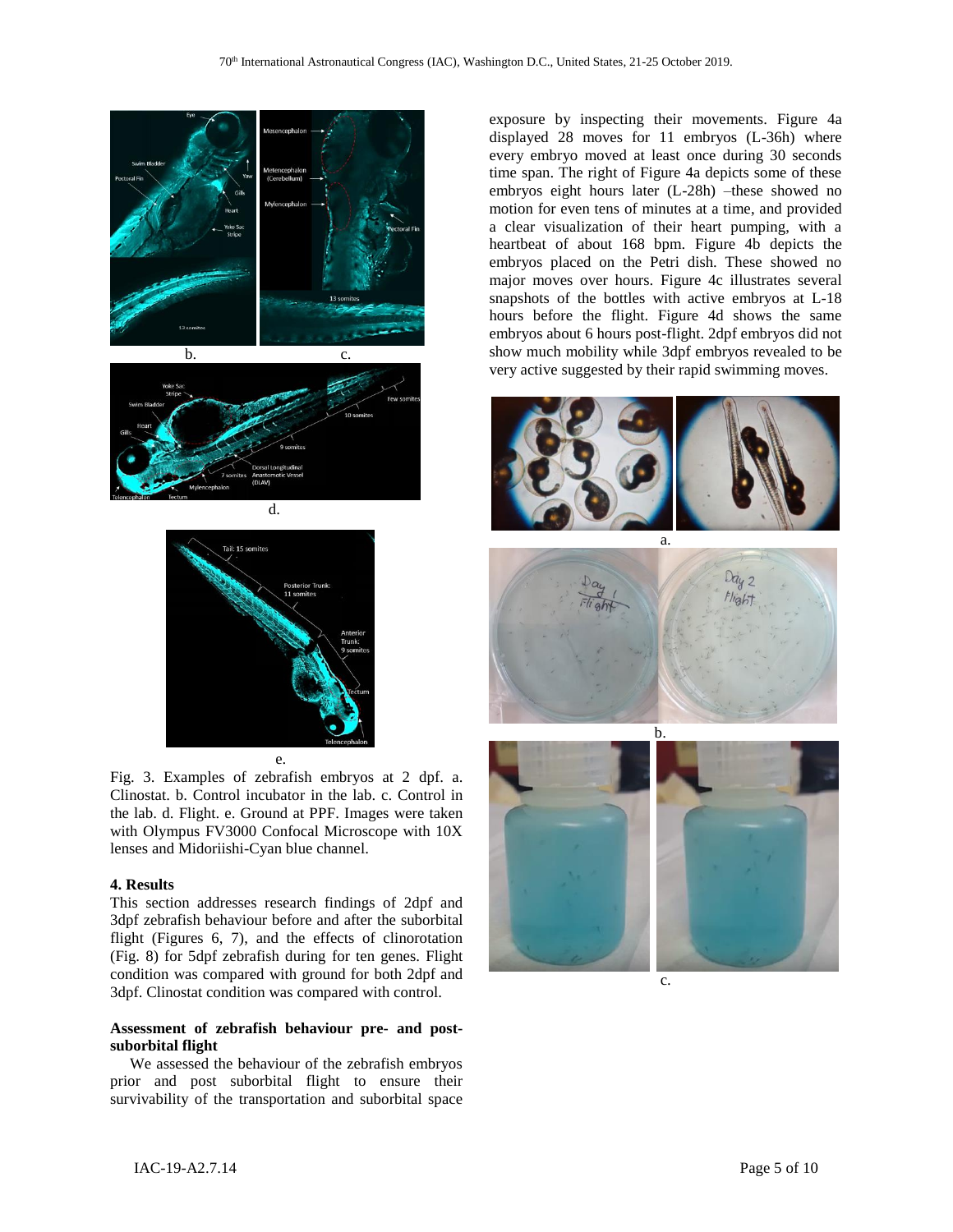b. c.

d.

e.

Fig. 3. Examples of zebrafish embryos at 2 dpf. a. Clinostat. b. Control incubator in the lab. c. Control in the lab. d. Flight. e. Ground at PPF. Images were taken with Olympus FV3000 Confocal Microscope with 10X lenses and Midoriishi-Cyan blue channel.

## 4. Results

This section addresses research findings of 2dpf and 3dpf zebrafish behaviour before and after the suborbital flight (Figures 6, 7), and the effects of clinorotation (Fig. 8) for 5dpf zebrafish during for ten genes. Flight condition was compared with ground for both 2dpf and 3dpf. Clinostat condition was compared with control.

### Assessment of zebrafish behaviour pre- and post-suborbital flight

We assessed the behaviour of the zebrafish embryos prior and post suborbital flight to ensure their survivability of the transportation and suborbital space exposure by inspecting their movements. Figure 4a displayed 28 moves for 11 embryos (L-36h) where every embryo moved at least once during 30 seconds time span. The right of Figure 4a depicts some of these embryos eight hours later (L-28h) –these showed no motion for even tens of minutes at a time, and provided a clear visualization of their heart pumping, with a heartbeat of about 168 bpm. Figure 4b depicts the embryos placed on the Petri dish. These showed no major moves over hours. Figure 4c illustrates several snapshots of the bottles with active embryos at L-18 hours before the flight. Figure 4d shows the same embryos about 6 hours post-flight. 2dpf embryos did not show much mobility while 3dpf embryos revealed to be very active suggested by their rapid swimming moves.

a.

b.

c.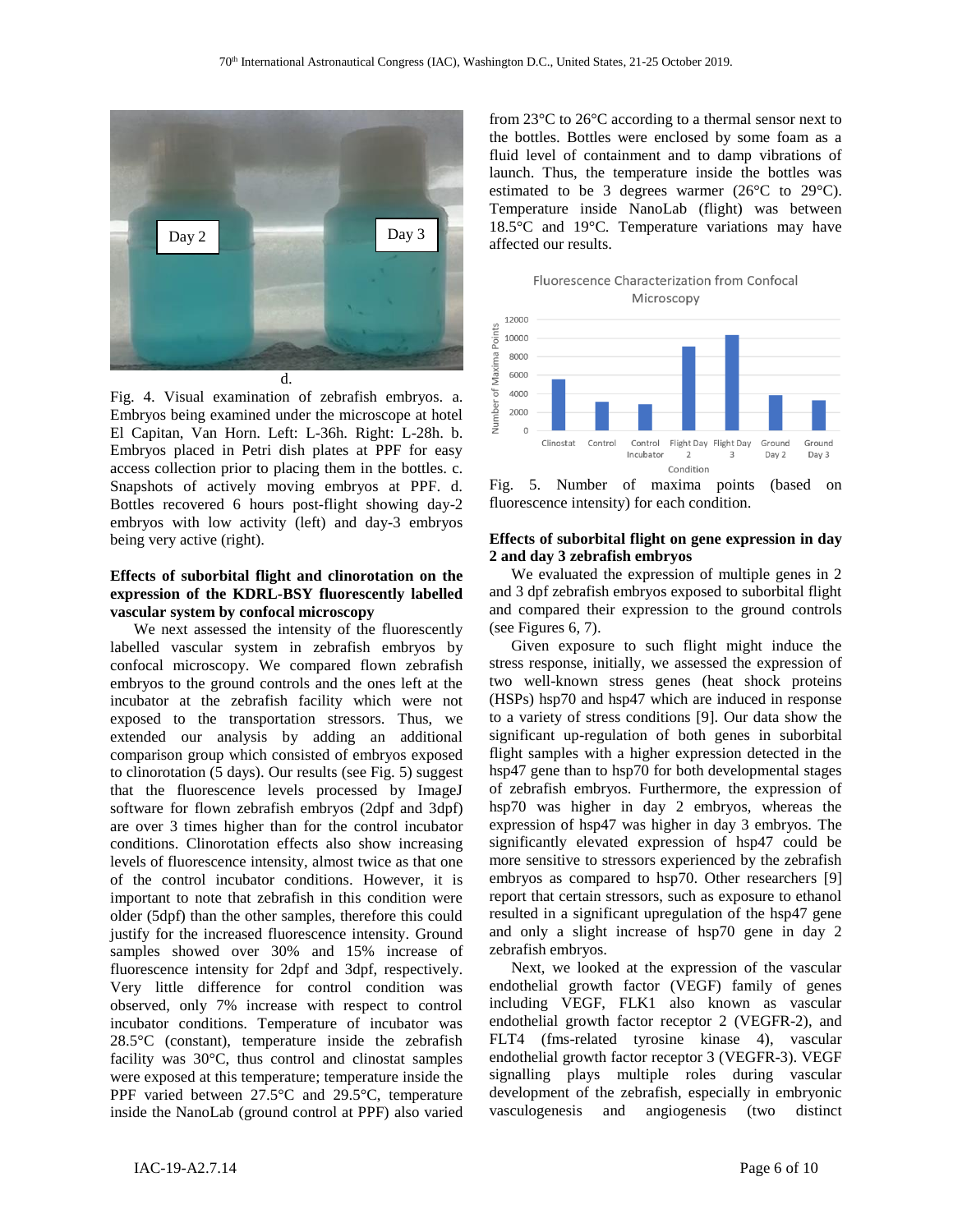Fig. 4. Visual examination of zebrafish embryos. a. Embryos being examined under the microscope at hotel El Capitan, Van Horn. Left: L-36h. Right: L-28h. b. Embryos placed in Petri dish plates at PPF for easy access collection prior to placing them in the bottles. c. Snapshots of actively moving embryos at PPF. d. Bottles recovered 6 hours post-flight showing day-2 embryos with low activity (left) and day-3 embryos being very active (right).

**Effects of suborbital flight and clinorotation on the expression of the KDRL-BSY fluorescently labelled vascular system by confocal microscopy**

We next assessed the intensity of the fluorescently labelled vascular system in zebrafish embryos by confocal microscopy. We compared flown zebrafish embryos to the ground controls and the ones left at the incubator at the zebrafish facility which were not exposed to the transportation stressors. Thus, we extended our analysis by adding an additional comparison group which consisted of embryos exposed to clinorotation (5 days). Our results (see Fig. 5) suggest that the fluorescence levels processed by ImageJ software for flown zebrafish embryos (2dpf and 3dpf) are over 3 times higher than for the control incubator conditions. Clinorotation effects also show increasing levels of fluorescence intensity, almost twice as that one of the control incubator conditions. However, it is important to note that zebrafish in this condition were older (5dpf) than the other samples, therefore this could justify for the increased fluorescence intensity. Ground samples showed over 30% and 15% increase of fluorescence intensity for 2dpf and 3dpf, respectively. Very little difference for control condition was observed, only 7% increase with respect to control incubator conditions. Temperature of incubator was 28.5°C (constant), temperature inside the zebrafish facility was 30°C, thus control and clinostat samples were exposed at this temperature; temperature inside the PPF varied between 27.5°C and 29.5°C, temperature inside the NanoLab (ground control at PPF) also varied from 23°C to 26°C according to a thermal sensor next to the bottles. Bottles were enclosed by some foam as a fluid level of containment and to damp vibrations of launch. Thus, the temperature inside the bottles was estimated to be 3 degrees warmer (26°C to 29°C). Temperature inside NanoLab (flight) was between 18.5°C and 19°C. Temperature variations may have affected our results.

Fig. 5. Number of maxima points (based on fluorescence intensity) for each condition.

**Effects of suborbital flight on gene expression in day 2 and day 3 zebrafish embryos**

We evaluated the expression of multiple genes in 2 and 3 dpf zebrafish embryos exposed to suborbital flight and compared their expression to the ground controls (see Figures 6, 7).

Given exposure to such flight might induce the stress response, initially, we assessed the expression of two well-known stress genes (heat shock proteins (HSPs) hsp70 and hsp47 which are induced in response to a variety of stress conditions [9]. Our data show the significant up-regulation of both genes in suborbital flight samples with a higher expression detected in the hsp47 gene than to hsp70 for both developmental stages of zebrafish embryos. Furthermore, the expression of hsp70 was higher in day 2 embryos, whereas the expression of hsp47 was higher in day 3 embryos. The significantly elevated expression of hsp47 could be more sensitive to stressors experienced by the zebrafish embryos as compared to hsp70. Other researchers [9] report that certain stressors, such as exposure to ethanol resulted in a significant upregulation of the hsp47 gene and only a slight increase of hsp70 gene in day 2 zebrafish embryos.

Next, we looked at the expression of the vascular endothelial growth factor (VEGF) family of genes including VEGF, FLK1 also known as vascular endothelial growth factor receptor 2 (VEGFR-2), and FLT4 (fms-related tyrosine kinase 4), vascular endothelial growth factor receptor 3 (VEGFR-3). VEGF signalling plays multiple roles during vascular development of the zebrafish, especially in embryonic vasculogenesis and angiogenesis (two distinct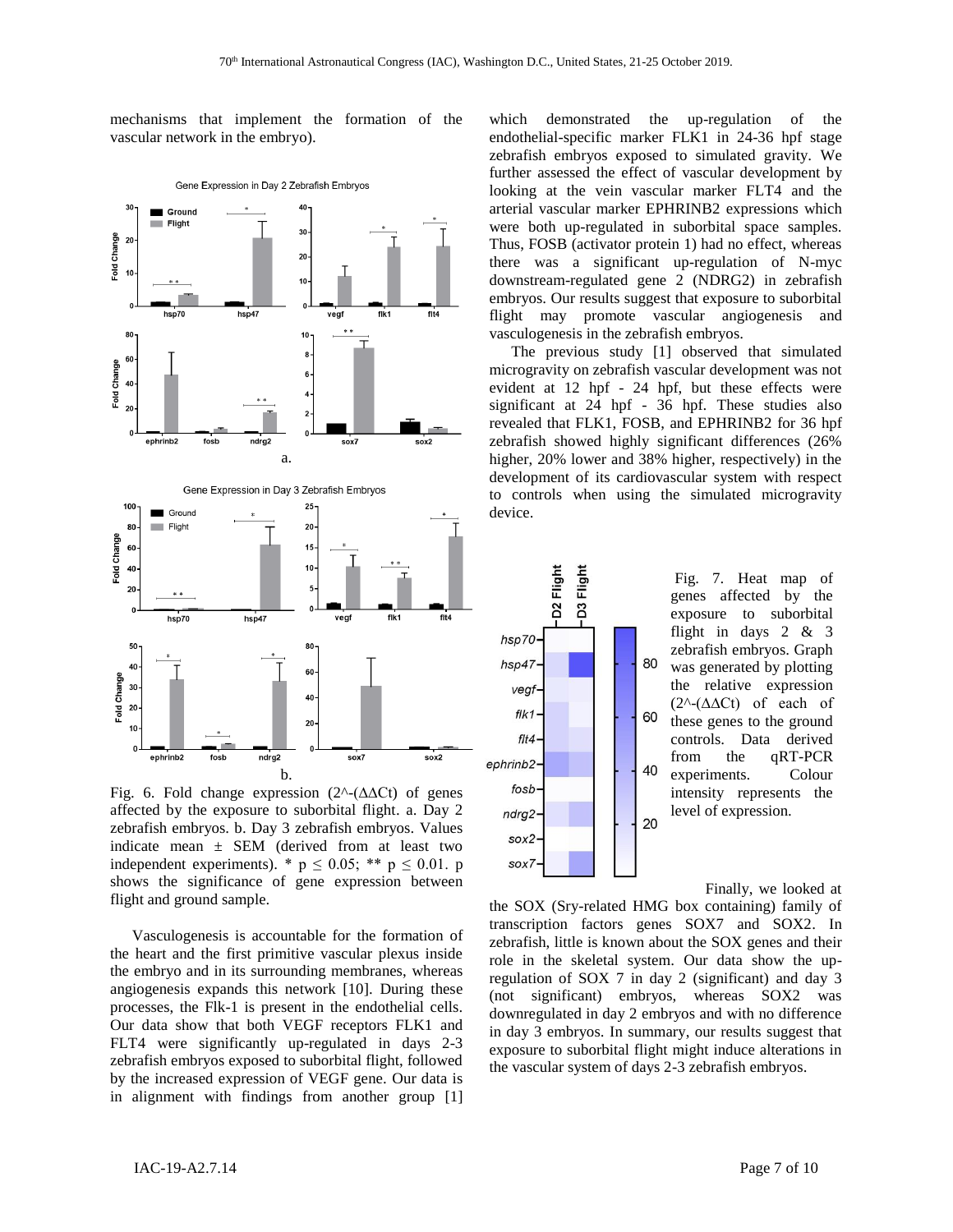mechanisms that implement the formation of the vascular network in the embryo).

Fig. 6. Fold change expression (2^-(ΔΔCt) of genes affected by the exposure to suborbital flight. a. Day 2 zebrafish embryos. b. Day 3 zebrafish embryos. Values indicate mean ± SEM (derived from at least two independent experiments). * p ≤ 0.05; ** p ≤ 0.01. p shows the significance of gene expression between flight and ground sample.

Vasculogenesis is accountable for the formation of the heart and the first primitive vascular plexus inside the embryo and in its surrounding membranes, whereas angiogenesis expands this network [10]. During these processes, the Flk-1 is present in the endothelial cells. Our data show that both VEGF receptors FLK1 and FLT4 were significantly up-regulated in days 2-3 zebrafish embryos exposed to suborbital flight, followed by the increased expression of VEGF gene. Our data is in alignment with findings from another group [1] which demonstrated the up-regulation of the endothelial-specific marker FLK1 in 24-36 hpf stage zebrafish embryos exposed to simulated gravity. We further assessed the effect of vascular development by looking at the vein vascular marker FLT4 and the arterial vascular marker EPHRINB2 expressions which were both up-regulated in suborbital space samples. Thus, FOSB (activator protein 1) had no effect, whereas there was a significant up-regulation of N-myc downstream-regulated gene 2 (NDRG2) in zebrafish embryos. Our results suggest that exposure to suborbital flight may promote vascular angiogenesis and vasculogenesis in the zebrafish embryos.

The previous study [1] observed that simulated microgravity on zebrafish vascular development was not evident at 12 hpf - 24 hpf, but these effects were significant at 24 hpf - 36 hpf. These studies also revealed that FLK1, FOSB, and EPHRINB2 for 36 hpf zebrafish showed highly significant differences (26% higher, 20% lower and 38% higher, respectively) in the development of its cardiovascular system with respect to controls when using the simulated microgravity device.

Fig. 7. Heat map of genes affected by the exposure to suborbital flight in days 2 & 3 zebrafish embryos. Graph was generated by plotting the relative expression (2^-(ΔΔCt) of each of these genes to the ground controls. Data derived from the qRT-PCR experiments. Colour intensity represents the level of expression.

Finally, we looked at the SOX (Sry-related HMG box containing) family of transcription factors genes SOX7 and SOX2. In zebrafish, little is known about the SOX genes and their role in the skeletal system. Our data show the up-regulation of SOX 7 in day 2 (significant) and day 3 (not significant) embryos, whereas SOX2 was downregulated in day 2 embryos and with no difference in day 3 embryos. In summary, our results suggest that exposure to suborbital flight might induce alterations in the vascular system of days 2-3 zebrafish embryos.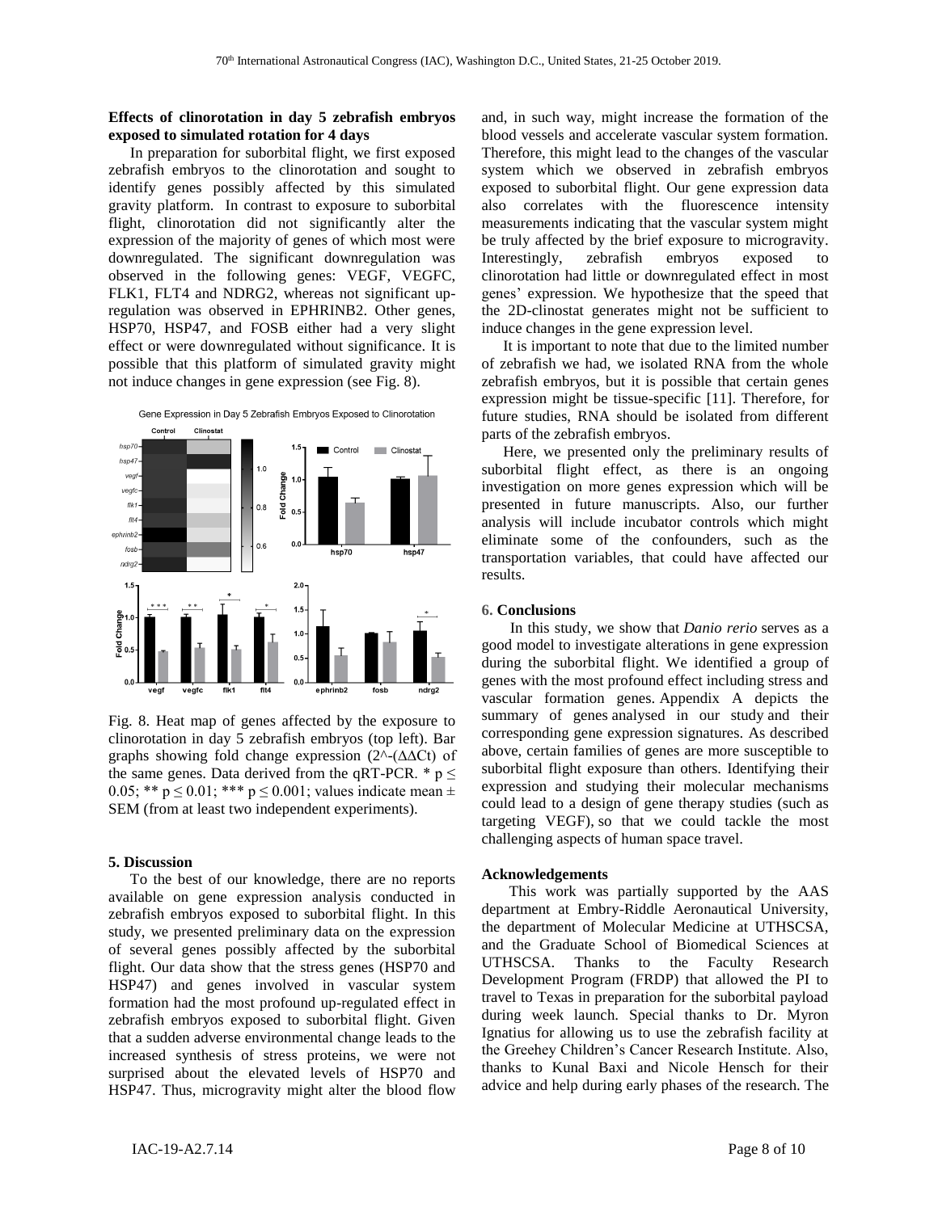**Effects of clinorotation in day 5 zebrafish embryos exposed to simulated rotation for 4 days**

In preparation for suborbital flight, we first exposed zebrafish embryos to the clinorotation and sought to identify genes possibly affected by this simulated gravity platform. In contrast to exposure to suborbital flight, clinorotation did not significantly alter the expression of the majority of genes of which most were downregulated. The significant downregulation was observed in the following genes: VEGF, VEGFC, FLK1, FLT4 and NDRG2, whereas not significant up-regulation was observed in EPHRINB2. Other genes, HSP70, HSP47, and FOSB either had a very slight effect or were downregulated without significance. It is possible that this platform of simulated gravity might not induce changes in gene expression (see Fig. 8).

Fig. 8. Heat map of genes affected by the exposure to clinorotation in day 5 zebrafish embryos (top left). Bar graphs showing fold change expression (2^-(ΔΔCt) of the same genes. Data derived from the qRT-PCR. * $p \leq 0.05$; ** $p \leq 0.01$; *** $p \leq 0.001$; values indicate mean ± SEM (from at least two independent experiments).

**5. Discussion**

To the best of our knowledge, there are no reports available on gene expression analysis conducted in zebrafish embryos exposed to suborbital flight. In this study, we presented preliminary data on the expression of several genes possibly affected by the suborbital flight. Our data show that the stress genes (HSP70 and HSP47) and genes involved in vascular system formation had the most profound up-regulated effect in zebrafish embryos exposed to suborbital flight. Given that a sudden adverse environmental change leads to the increased synthesis of stress proteins, we were not surprised about the elevated levels of HSP70 and HSP47. Thus, microgravity might alter the blood flow and, in such way, might increase the formation of the blood vessels and accelerate vascular system formation. Therefore, this might lead to the changes of the vascular system which we observed in zebrafish embryos exposed to suborbital flight. Our gene expression data also correlates with the fluorescence intensity measurements indicating that the vascular system might be truly affected by the brief exposure to microgravity. Interestingly, zebrafish embryos exposed to clinorotation had little or downregulated effect in most genes' expression. We hypothesize that the speed that the 2D-clinostat generates might not be sufficient to induce changes in the gene expression level.

It is important to note that due to the limited number of zebrafish we had, we isolated RNA from the whole zebrafish embryos, but it is possible that certain genes expression might be tissue-specific [11]. Therefore, for future studies, RNA should be isolated from different parts of the zebrafish embryos.

Here, we presented only the preliminary results of suborbital flight effect, as there is an ongoing investigation on more genes expression which will be presented in future manuscripts. Also, our further analysis will include incubator controls which might eliminate some of the confounders, such as the transportation variables, that could have affected our results.

**6. Conclusions**

In this study, we show that *Danio rerio* serves as a good model to investigate alterations in gene expression during the suborbital flight. We identified a group of genes with the most profound effect including stress and vascular formation genes. Appendix A depicts the summary of genes analysed in our study and their corresponding gene expression signatures. As described above, certain families of genes are more susceptible to suborbital flight exposure than others. Identifying their expression and studying their molecular mechanisms could lead to a design of gene therapy studies (such as targeting VEGF), so that we could tackle the most challenging aspects of human space travel.

**Acknowledgements**

This work was partially supported by the AAS department at Embry-Riddle Aeronautical University, the department of Molecular Medicine at UTHSCSA, and the Graduate School of Biomedical Sciences at UTHSCSA. Thanks to the Faculty Research Development Program (FRDP) that allowed the PI to travel to Texas in preparation for the suborbital payload during week launch. Special thanks to Dr. Myron Ignatius for allowing us to use the zebrafish facility at the Greehey Children's Cancer Research Institute. Also, thanks to Kunal Baxi and Nicole Hensch for their advice and help during early phases of the research. The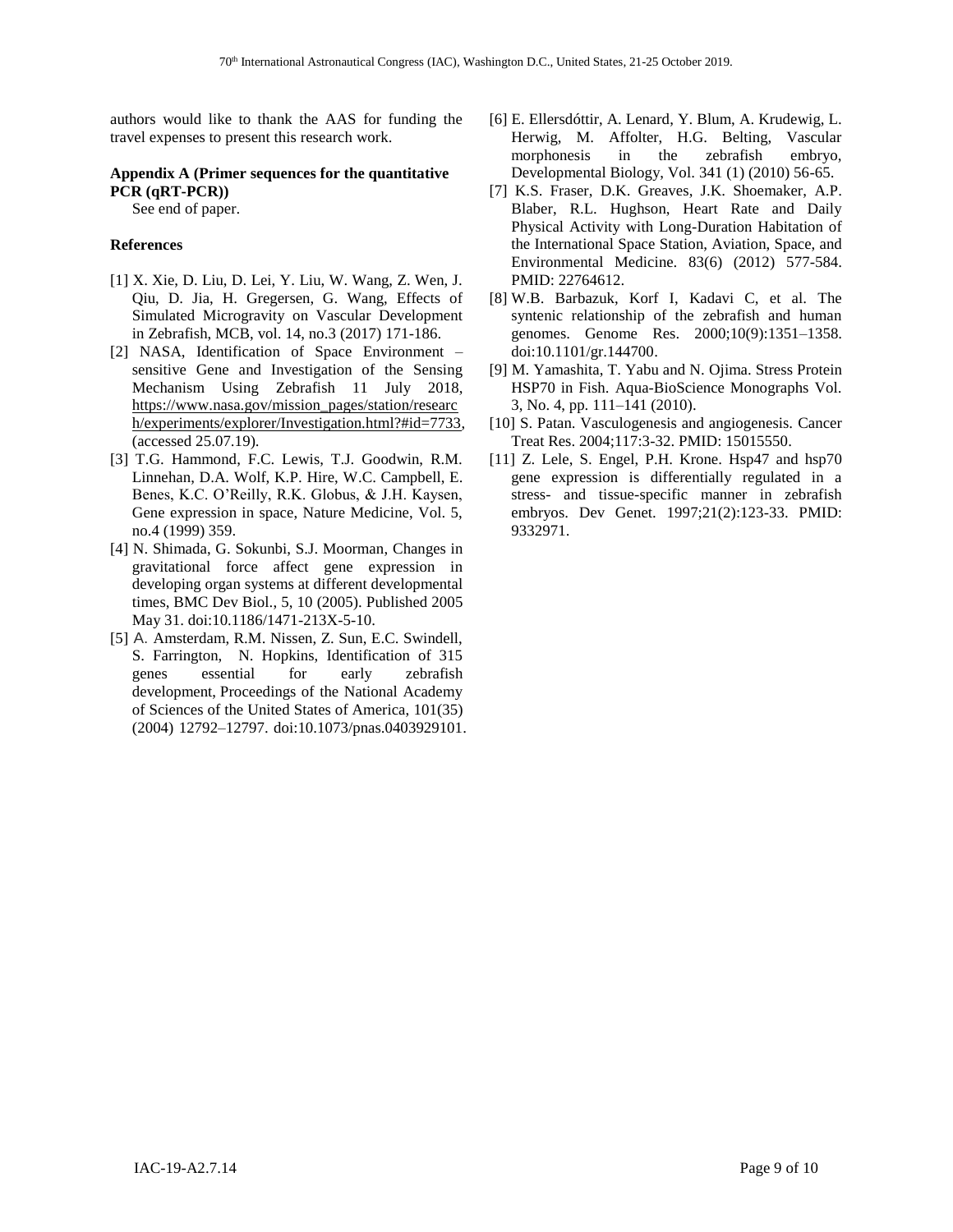authors would like to thank the AAS for funding the travel expenses to present this research work.

**Appendix A (Primer sequences for the quantitative PCR (qRT-PCR))**

See end of paper.

**References**

[1] X. Xie, D. Liu, D. Lei, Y. Liu, W. Wang, Z. Wen, J. Qiu, D. Jia, H. Gregersen, G. Wang, Effects of Simulated Microgravity on Vascular Development in Zebrafish, MCB, vol. 14, no.3 (2017) 171-186.

[2] NASA, Identification of Space Environment – sensitive Gene and Investigation of the Sensing Mechanism Using Zebrafish 11 July 2018, https://www.nasa.gov/mission_pages/station/research/experiments/explorer/Investigation.html?#id=7733, (accessed 25.07.19).

[3] T.G. Hammond, F.C. Lewis, T.J. Goodwin, R.M. Linnehan, D.A. Wolf, K.P. Hire, W.C. Campbell, E. Benes, K.C. O'Reilly, R.K. Globus, & J.H. Kaysen, Gene expression in space, Nature Medicine, Vol. 5, no.4 (1999) 359.

[4] N. Shimada, G. Sokunbi, S.J. Moorman, Changes in gravitational force affect gene expression in developing organ systems at different developmental times, BMC Dev Biol., 5, 10 (2005). Published 2005 May 31. doi:10.1186/1471-213X-5-10.

[5] A. Amsterdam, R.M. Nissen, Z. Sun, E.C. Swindell, S. Farrington, N. Hopkins, Identification of 315 genes essential for early zebrafish development, Proceedings of the National Academy of Sciences of the United States of America, 101(35) (2004) 12792–12797. doi:10.1073/pnas.0403929101.

[6] E. Ellersdóttir, A. Lenard, Y. Blum, A. Krudewig, L. Herwig, M. Affolter, H.G. Belting, Vascular morphonesis in the zebrafish embryo, Developmental Biology, Vol. 341 (1) (2010) 56-65.

[7] K.S. Fraser, D.K. Greaves, J.K. Shoemaker, A.P. Blaber, R.L. Hughson, Heart Rate and Daily Physical Activity with Long-Duration Habitation of the International Space Station, Aviation, Space, and Environmental Medicine. 83(6) (2012) 577-584. PMID: 22764612.

[8] W.B. Barbazuk, Korf I, Kadavi C, et al. The syntenic relationship of the zebrafish and human genomes. Genome Res. 2000;10(9):1351–1358. doi:10.1101/gr.144700.

[9] M. Yamashita, T. Yabu and N. Ojima. Stress Protein HSP70 in Fish. Aqua-BioScience Monographs Vol. 3, No. 4, pp. 111–141 (2010).

[10] S. Patan. Vasculogenesis and angiogenesis. Cancer Treat Res. 2004;117:3-32. PMID: 15015550.

[11] Z. Lele, S. Engel, P.H. Krone. Hsp47 and hsp70 gene expression is differentially regulated in a stress- and tissue-specific manner in zebrafish embryos. Dev Genet. 1997;21(2):123-33. PMID: 9332971.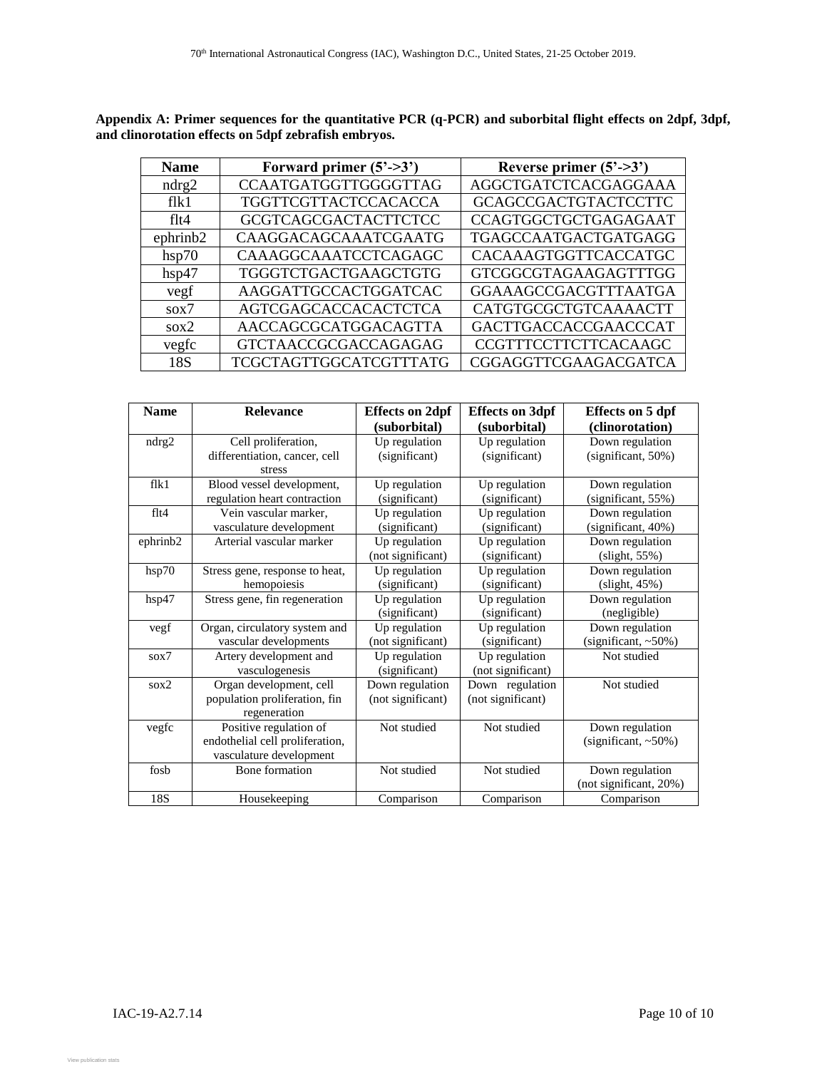**Appendix A: Primer sequences for the quantitative PCR (q-PCR) and suborbital flight effects on 2dpf, 3dpf, and clinorotation effects on 5dpf zebrafish embryos.**

| Name | Forward primer (5'->3') | Reverse primer (5'->3') |
|---|---|---|
| ndrg2 | CCAATGATGGTTGGGGTTAG | AGGCTGATCTCACGAGGAAA |
| flk1 | TGGTTCGTTACTCCACACCA | GCAGCCGACTGTACTCCTTC |
| flt4 | GCGTCAGCGACTACTTCTCC | CCAGTGGCTGCTGAGAGAAT |
| ephrinb2 | CAAGGACAGCAAATCGAATG | TGAGCCAATGACTGATGAGG |
| hsp70 | CAAAGGCAAATCCTCAGAGC | CACAAAGTGGTTCACCATGC |
| hsp47 | TGGGTCTGACTGAAGCTGTG | GTCGGCGTAGAAGAGTTTGG |
| vegf | AAGGATTGCCACTGGATCAC | GGAAAGCCGACGTTTAATGA |
| sox7 | AGTCGAGCACCACACTCTCA | CATGTGCGCTGTCAAAACTT |
| sox2 | AACCAGCGCATGGACAGTTA | GACTTGACCACCGAACCCAT |
| vegfc | GTCTAACCGCGACCAGAGAG | CCGTTTCCTTCTTCACAAGC |
| 18S | TCGCTAGTTGGCATCGTTTATG | CGGAGGTTCGAAGACGATCA |

| Name | Relevance | Effects on 2dpf (suborbital) | Effects on 3dpf (suborbital) | Effects on 5 dpf (clinorotation) |
|---|---|---|---|---|
| ndrg2 | Cell proliferation, differentiation, cancer, cell stress | Up regulation (significant) | Up regulation (significant) | Down regulation (significant, 50%) |
| flk1 | Blood vessel development, regulation heart contraction | Up regulation (significant) | Up regulation (significant) | Down regulation (significant, 55%) |
| flt4 | Vein vascular marker, vasculature development | Up regulation (significant) | Up regulation (significant) | Down regulation (significant, 40%) |
| ephrinb2 | Arterial vascular marker | Up regulation (not significant) | Up regulation (significant) | Down regulation (slight, 55%) |
| hsp70 | Stress gene, response to heat, hemopoiesis | Up regulation (significant) | Up regulation (significant) | Down regulation (slight, 45%) |
| hsp47 | Stress gene, fin regeneration | Up regulation (significant) | Up regulation (significant) | Down regulation (negligible) |
| vegf | Organ, circulatory system and vascular developments | Up regulation (not significant) | Up regulation (significant) | Down regulation (significant, ~50%) |
| sox7 | Artery development and vasculogenesis | Up regulation (significant) | Up regulation (not significant) | Not studied |
| sox2 | Organ development, cell population proliferation, fin regeneration | Down regulation (not significant) | Down regulation (not significant) | Not studied |
| vegfc | Positive regulation of endothelial cell proliferation, vasculature development | Not studied | Not studied | Down regulation (significant, ~50%) |
| fosb | Bone formation | Not studied | Not studied | Down regulation (not significant, 20%) |
| 18S | Housekeeping | Comparison | Comparison | Comparison |